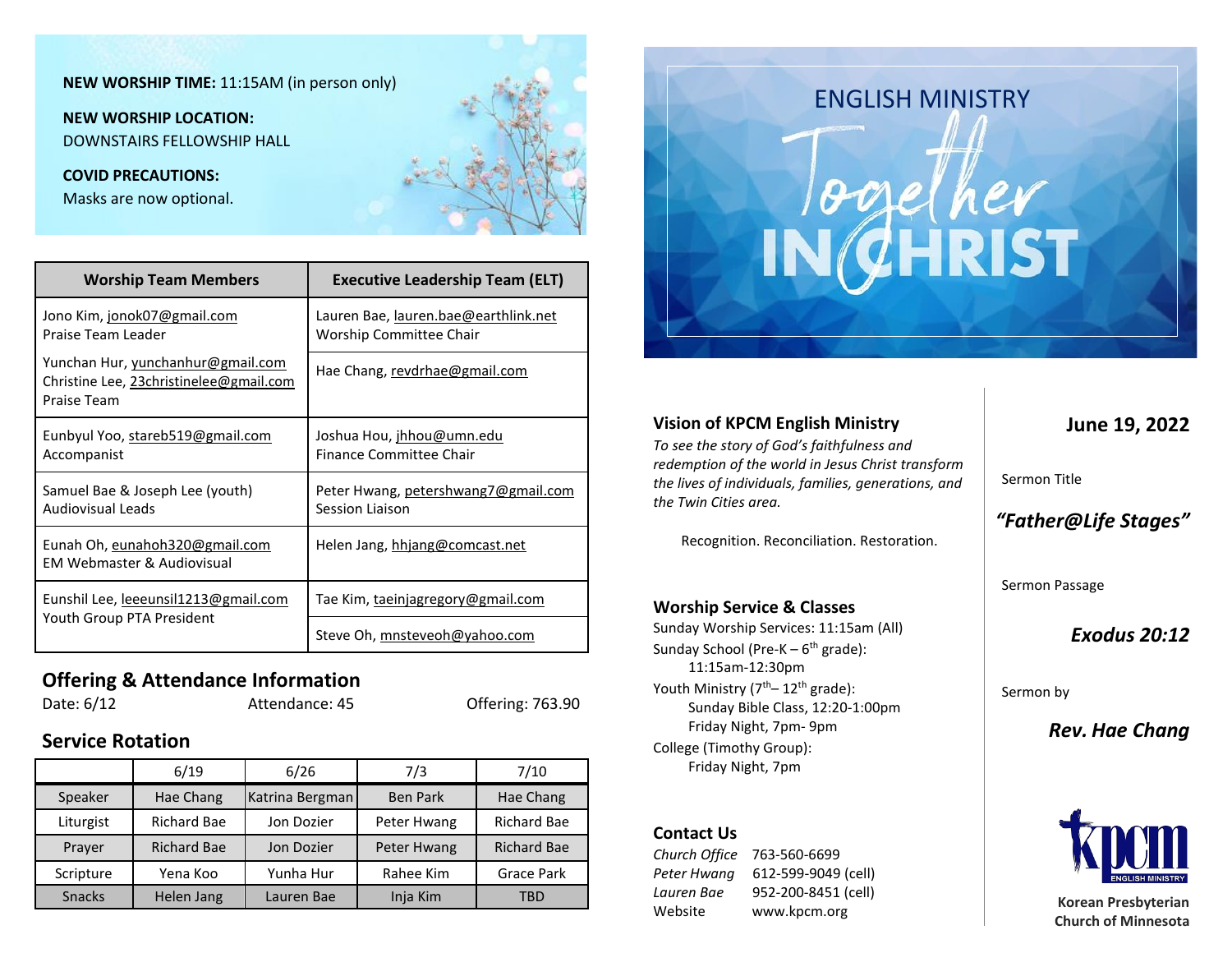**NEW WORSHIP TIME:** 11:15AM (in person only)

**NEW WORSHIP LOCATION:**
DOWNSTAIRS FELLOWSHIP HALL

**COVID PRECAUTIONS:**
Masks are now optional.

| Worship Team Members | Executive Leadership Team (ELT) |
|---|---|
| Jono Kim, jonok07@gmail.com<br>Praise Team Leader<br><br>Yunchan Hur, yunchanhur@gmail.com<br>Christine Lee, 23christinelee@gmail.com<br>Praise Team | Lauren Bae, lauren.bae@earthlink.net<br>Worship Committee Chair<br><br>Hae Chang, revdrhae@gmail.com |
| Eunbyul Yoo, stareb519@gmail.com<br>Accompanist | Joshua Hou, jhhou@umn.edu<br>Finance Committee Chair |
| Samuel Bae & Joseph Lee (youth)<br>Audiovisual Leads | Peter Hwang, petershwang7@gmail.com<br>Session Liaison |
| Eunah Oh, eunahoh320@gmail.com<br>EM Webmaster & Audiovisual | Helen Jang, hhjang@comcast.net |
| Eunshil Lee, leeeunsil1213@gmail.com<br>Youth Group PTA President | Tae Kim, taeinjagregory@gmail.com<br><br>Steve Oh, mnsteveoh@yahoo.com |

## Offering & Attendance Information

Date: 6/12 Attendance: 45 Offering: 763.90

## Service Rotation

| | 6/19 | 6/26 | 7/3 | 7/10 |
|---|---|---|---|---|
| Speaker | Hae Chang | Katrina Bergman | Ben Park | Hae Chang |
| Liturgist | Richard Bae | Jon Dozier | Peter Hwang | Richard Bae |
| Prayer | Richard Bae | Jon Dozier | Peter Hwang | Richard Bae |
| Scripture | Yena Koo | Yunha Hur | Rahee Kim | Grace Park |
| Snacks | Helen Jang | Lauren Bae | Inja Kim | TBD |

ENGLISH MINISTRY

Together IN CHRIST

## Vision of KPCM English Ministry

*To see the story of God's faithfulness and redemption of the world in Jesus Christ transform the lives of individuals, families, generations, and the Twin Cities area.*

Recognition. Reconciliation. Restoration.

## Worship Service & Classes

Sunday Worship Services: 11:15am (All)

Sunday School (Pre-K – 6th grade):
11:15am-12:30pm

Youth Ministry (7th– 12th grade):
Sunday Bible Class, 12:20-1:00pm
Friday Night, 7pm- 9pm

College (Timothy Group):
Friday Night, 7pm

## Contact Us

| | |
|---|---|
| *Church Office* | 763-560-6699 |
| *Peter Hwang* | 612-599-9049 (cell) |
| *Lauren Bae* | 952-200-8451 (cell) |
| Website | www.kpcm.org |

**June 19, 2022**

Sermon Title

***"Father@Life Stages"***

Sermon Passage

***Exodus 20:12***

Sermon by

***Rev. Hae Chang***

kpcm ENGLISH MINISTRY

**Korean Presbyterian Church of Minnesota**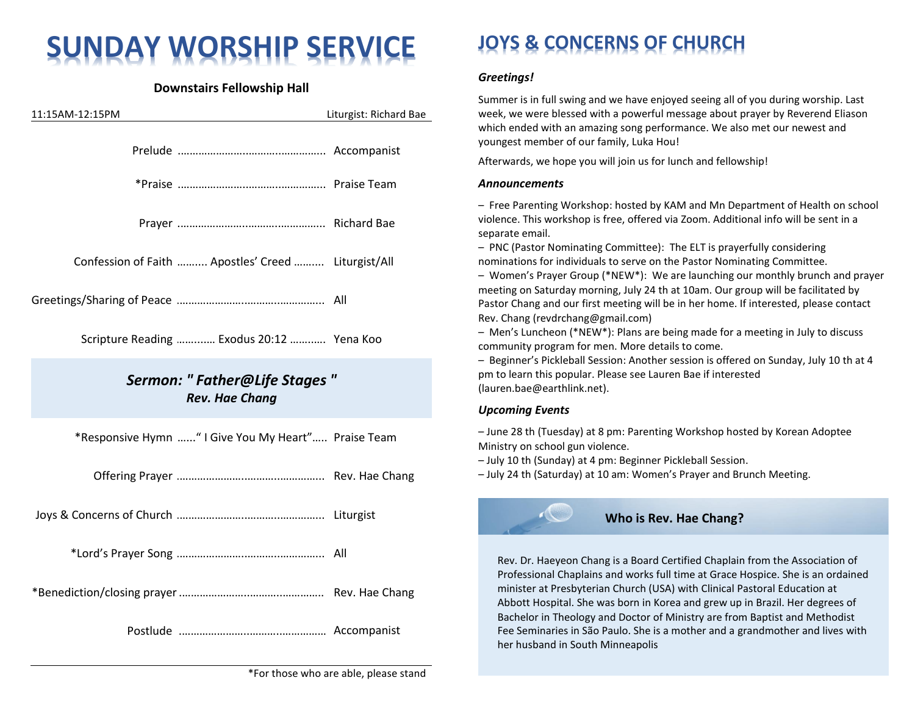# SUNDAY WORSHIP SERVICE

**Downstairs Fellowship Hall**

11:15AM-12:15PM Liturgist: Richard Bae

Prelude …………………………………………. Accompanist

*Praise …………………………………………. Praise Team

Prayer …………………………………………. Richard Bae

Confession of Faith ………. Apostles' Creed ………. Liturgist/All

Greetings/Sharing of Peace …………………………………………. All

Scripture Reading …………. Exodus 20:12 ……….. Yena Koo

***Sermon: " Father@Life Stages "***
***Rev. Hae Chang***

*Responsive Hymn ….." I Give You My Heart"….. Praise Team

Offering Prayer …………………………………………. Rev. Hae Chang

Joys & Concerns of Church …………………………………………. Liturgist

*Lord's Prayer Song …………………………………………. All

*Benediction/closing prayer …………………………………………. Rev. Hae Chang

Postlude …………………………………………. Accompanist

*For those who are able, please stand

# JOYS & CONCERNS OF CHURCH

***Greetings!***

Summer is in full swing and we have enjoyed seeing all of you during worship. Last week, we were blessed with a powerful message about prayer by Reverend Eliason which ended with an amazing song performance. We also met our newest and youngest member of our family, Luka Hou!

Afterwards, we hope you will join us for lunch and fellowship!

***Announcements***

– Free Parenting Workshop: hosted by KAM and Mn Department of Health on school violence. This workshop is free, offered via Zoom. Additional info will be sent in a separate email.
– PNC (Pastor Nominating Committee): The ELT is prayerfully considering nominations for individuals to serve on the Pastor Nominating Committee.
– Women's Prayer Group (*NEW*): We are launching our monthly brunch and prayer meeting on Saturday morning, July 24 th at 10am. Our group will be facilitated by Pastor Chang and our first meeting will be in her home. If interested, please contact Rev. Chang (revdrchang@gmail.com)
– Men's Luncheon (*NEW*): Plans are being made for a meeting in July to discuss community program for men. More details to come.
– Beginner's Pickleball Session: Another session is offered on Sunday, July 10 th at 4 pm to learn this popular. Please see Lauren Bae if interested (lauren.bae@earthlink.net).

***Upcoming Events***

– June 28 th (Tuesday) at 8 pm: Parenting Workshop hosted by Korean Adoptee Ministry on school gun violence.
– July 10 th (Sunday) at 4 pm: Beginner Pickleball Session.
– July 24 th (Saturday) at 10 am: Women's Prayer and Brunch Meeting.

### Who is Rev. Hae Chang?

Rev. Dr. Haeyeon Chang is a Board Certified Chaplain from the Association of Professional Chaplains and works full time at Grace Hospice. She is an ordained minister at Presbyterian Church (USA) with Clinical Pastoral Education at Abbott Hospital. She was born in Korea and grew up in Brazil. Her degrees of Bachelor in Theology and Doctor of Ministry are from Baptist and Methodist Fee Seminaries in São Paulo. She is a mother and a grandmother and lives with her husband in South Minneapolis